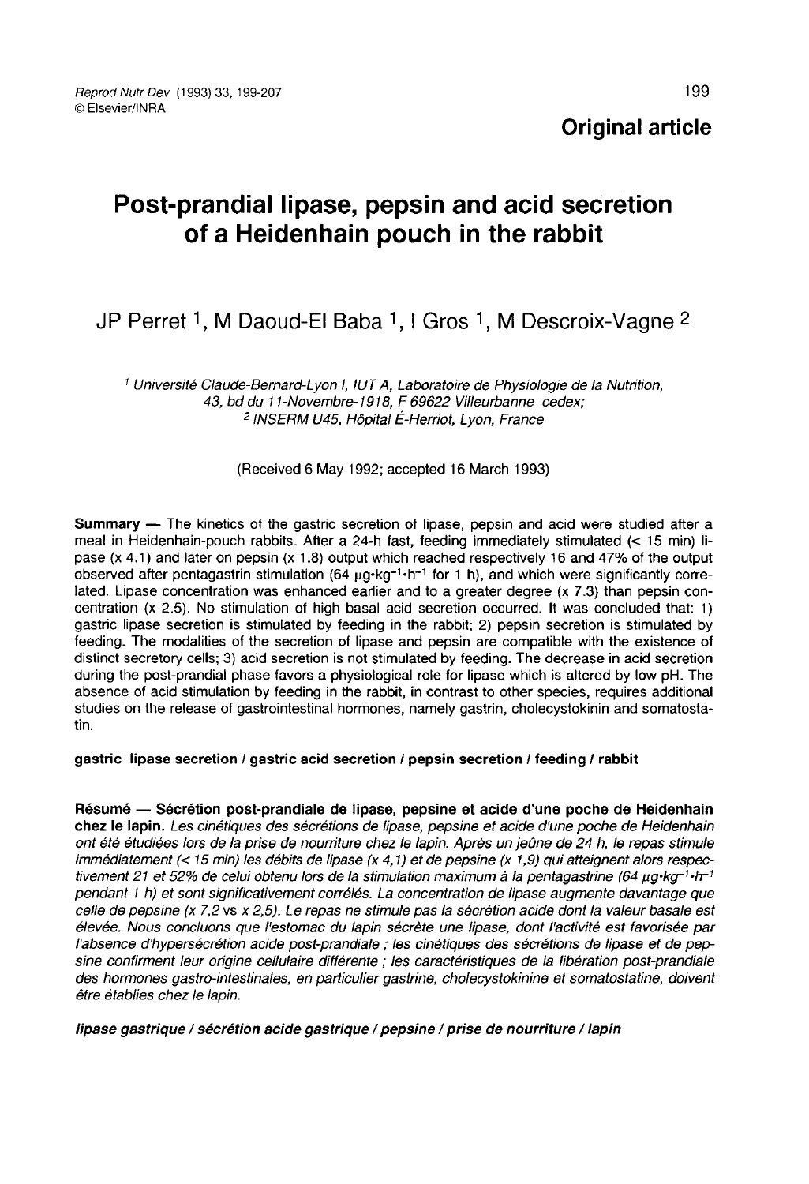**Original article**

# Post-prandial lipase, pepsin and acid secretion of a Heidenhain pouch in the rabbit

JP Perret [1], M Daoud-El Baba [1], I Gros [1], M Descroix-Vagne [2]

[1] *Université Claude-Bernard-Lyon I, IUT A, Laboratoire de Physiologie de la Nutrition, 43, bd du 11-Novembre-1918, F 69622 Villeurbanne cedex;*
[2] *INSERM U45, Hôpital É-Herriot, Lyon, France*

(Received 6 May 1992; accepted 16 March 1993)

**Summary** — The kinetics of the gastric secretion of lipase, pepsin and acid were studied after a meal in Heidenhain-pouch rabbits. After a 24-h fast, feeding immediately stimulated (< 15 min) lipase (x 4.1) and later on pepsin (x 1.8) output which reached respectively 16 and 47% of the output observed after pentagastrin stimulation (64 $\mu g \cdot kg^{-1} \cdot h^{-1}$ for 1 h), and which were significantly correlated. Lipase concentration was enhanced earlier and to a greater degree (x 7.3) than pepsin concentration (x 2.5). No stimulation of high basal acid secretion occurred. It was concluded that: 1) gastric lipase secretion is stimulated by feeding in the rabbit; 2) pepsin secretion is stimulated by feeding. The modalities of the secretion of lipase and pepsin are compatible with the existence of distinct secretory cells; 3) acid secretion is not stimulated by feeding. The decrease in acid secretion during the post-prandial phase favors a physiological role for lipase which is altered by low pH. The absence of acid stimulation by feeding in the rabbit, in contrast to other species, requires additional studies on the release of gastrointestinal hormones, namely gastrin, cholecystokinin and somatostatin.

**gastric lipase secretion / gastric acid secretion / pepsin secretion / feeding / rabbit**

**Résumé** — **Sécrétion post-prandiale de lipase, pepsine et acide d'une poche de Heidenhain chez le lapin.** *Les cinétiques des sécrétions de lipase, pepsine et acide d'une poche de Heidenhain ont été étudiées lors de la prise de nourriture chez le lapin. Après un jeûne de 24 h, le repas stimule immédiatement (< 15 min) les débits de lipase (x 4,1) et de pepsine (x 1,9) qui atteignent alors respectivement 21 et 52% de celui obtenu lors de la stimulation maximum à la pentagastrine (64 $\mu g \cdot kg^{-1} \cdot h^{-1}$ pendant 1 h) et sont significativement corrélés. La concentration de lipase augmente davantage que celle de pepsine (x 7,2 vs x 2,5). Le repas ne stimule pas la sécrétion acide dont la valeur basale est élevée. Nous concluons que l'estomac du lapin sécrète une lipase, dont l'activité est favorisée par l'absence d'hypersécrétion acide post-prandiale ; les cinétiques des sécrétions de lipase et de pepsine confirment leur origine cellulaire différente ; les caractéristiques de la libération post-prandiale des hormones gastro-intestinales, en particulier gastrine, cholecystokinine et somatostatine, doivent être établies chez le lapin.*

***lipase gastrique / sécrétion acide gastrique / pepsine / prise de nourriture / lapin***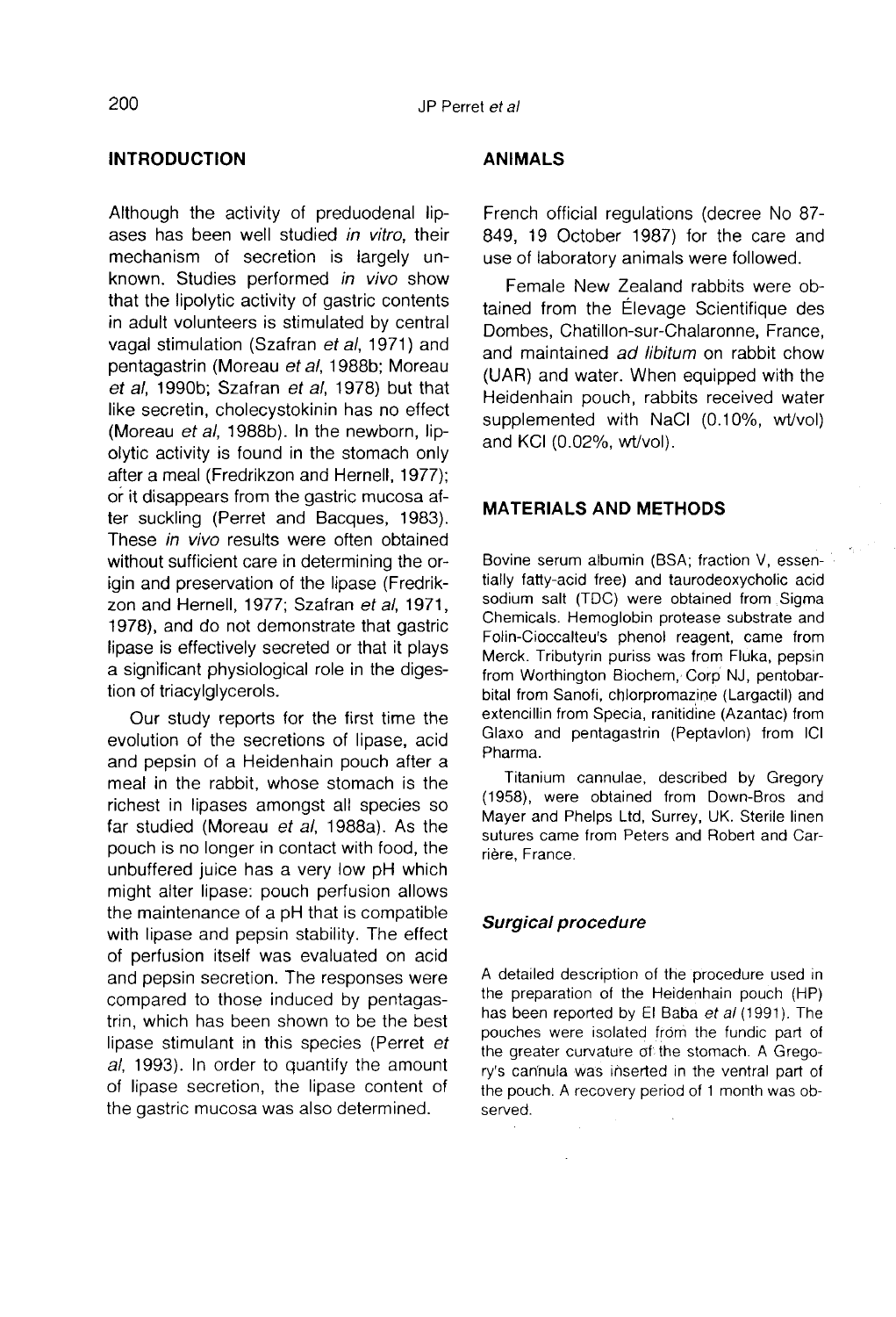## INTRODUCTION

Although the activity of preduodenal lipases has been well studied *in vitro*, their mechanism of secretion is largely unknown. Studies performed *in vivo* show that the lipolytic activity of gastric contents in adult volunteers is stimulated by central vagal stimulation (Szafran *et al*, 1971) and pentagastrin (Moreau *et al*, 1988b; Moreau *et al*, 1990b; Szafran *et al*, 1978) but that like secretin, cholecystokinin has no effect (Moreau *et al*, 1988b). In the newborn, lipolytic activity is found in the stomach only after a meal (Fredrikzon and Hernell, 1977); or it disappears from the gastric mucosa after suckling (Perret and Bacques, 1983). These *in vivo* results were often obtained without sufficient care in determining the origin and preservation of the lipase (Fredrikzon and Hernell, 1977; Szafran *et al*, 1971, 1978), and do not demonstrate that gastric lipase is effectively secreted or that it plays a significant physiological role in the digestion of triacylglycerols.

Our study reports for the first time the evolution of the secretions of lipase, acid and pepsin of a Heidenhain pouch after a meal in the rabbit, whose stomach is the richest in lipases amongst all species so far studied (Moreau *et al*, 1988a). As the pouch is no longer in contact with food, the unbuffered juice has a very low pH which might alter lipase: pouch perfusion allows the maintenance of a pH that is compatible with lipase and pepsin stability. The effect of perfusion itself was evaluated on acid and pepsin secretion. The responses were compared to those induced by pentagastrin, which has been shown to be the best lipase stimulant in this species (Perret *et al*, 1993). In order to quantify the amount of lipase secretion, the lipase content of the gastric mucosa was also determined.

## ANIMALS

French official regulations (decree No 87-849, 19 October 1987) for the care and use of laboratory animals were followed.

Female New Zealand rabbits were obtained from the Élevage Scientifique des Dombes, Chatillon-sur-Chalaronne, France, and maintained *ad libitum* on rabbit chow (UAR) and water. When equipped with the Heidenhain pouch, rabbits received water supplemented with NaCl (0.10%, wt/vol) and KCl (0.02%, wt/vol).

## MATERIALS AND METHODS

Bovine serum albumin (BSA; fraction V, essentially fatty-acid free) and taurodeoxycholic acid sodium salt (TDC) were obtained from Sigma Chemicals. Hemoglobin protease substrate and Folin-Cioccalteu's phenol reagent, came from Merck. Tributyrin puriss was from Fluka, pepsin from Worthington Biochem, Corp NJ, pentobarbital from Sanofi, chlorpromazine (Largactil) and extencillin from Specia, ranitidine (Azantac) from Glaxo and pentagastrin (Peptavlon) from ICI Pharma.

Titanium cannulae, described by Gregory (1958), were obtained from Down-Bros and Mayer and Phelps Ltd, Surrey, UK. Sterile linen sutures came from Peters and Robert and Carrière, France.

### *Surgical procedure*

A detailed description of the procedure used in the preparation of the Heidenhain pouch (HP) has been reported by El Baba *et al* (1991). The pouches were isolated from the fundic part of the greater curvature of the stomach. A Gregory's cannula was inserted in the ventral part of the pouch. A recovery period of 1 month was observed.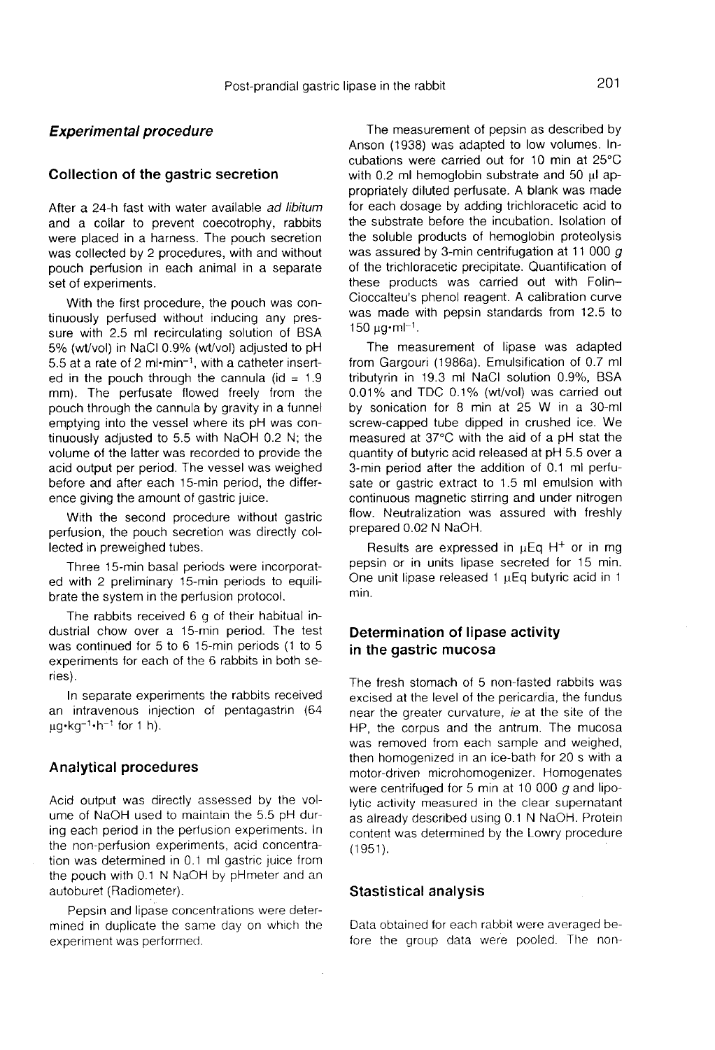## *Experimental procedure*

### Collection of the gastric secretion

After a 24-h fast with water available *ad libitum* and a collar to prevent coecotrophy, rabbits were placed in a harness. The pouch secretion was collected by 2 procedures, with and without pouch perfusion in each animal in a separate set of experiments.

With the first procedure, the pouch was continuously perfused without inducing any pressure with 2.5 ml recirculating solution of BSA 5% (wt/vol) in NaCl 0.9% (wt/vol) adjusted to pH 5.5 at a rate of 2 ml•min$^{-1}$, with a catheter inserted in the pouch through the cannula (id = 1.9 mm). The perfusate flowed freely from the pouch through the cannula by gravity in a funnel emptying into the vessel where its pH was continuously adjusted to 5.5 with NaOH 0.2 N; the volume of the latter was recorded to provide the acid output per period. The vessel was weighed before and after each 15-min period, the difference giving the amount of gastric juice.

With the second procedure without gastric perfusion, the pouch secretion was directly collected in preweighed tubes.

Three 15-min basal periods were incorporated with 2 preliminary 15-min periods to equilibrate the system in the perfusion protocol.

The rabbits received 6 g of their habitual industrial chow over a 15-min period. The test was continued for 5 to 6 15-min periods (1 to 5 experiments for each of the 6 rabbits in both series).

In separate experiments the rabbits received an intravenous injection of pentagastrin (64 μg•kg$^{-1}$•h$^{-1}$ for 1 h).

### Analytical procedures

Acid output was directly assessed by the volume of NaOH used to maintain the 5.5 pH during each period in the perfusion experiments. In the non-perfusion experiments, acid concentration was determined in 0.1 ml gastric juice from the pouch with 0.1 N NaOH by pHmeter and an autoburet (Radiometer).

Pepsin and lipase concentrations were determined in duplicate the same day on which the experiment was performed.

The measurement of pepsin as described by Anson (1938) was adapted to low volumes. Incubations were carried out for 10 min at 25°C with 0.2 ml hemoglobin substrate and 50 μl appropriately diluted perfusate. A blank was made for each dosage by adding trichloracetic acid to the substrate before the incubation. Isolation of the soluble products of hemoglobin proteolysis was assured by 3-min centrifugation at 11 000 *g* of the trichloracetic precipitate. Quantification of these products was carried out with Folin–Cioccalteu's phenol reagent. A calibration curve was made with pepsin standards from 12.5 to 150 μg•ml$^{-1}$.

The measurement of lipase was adapted from Gargouri (1986a). Emulsification of 0.7 ml tributyrin in 19.3 ml NaCl solution 0.9%, BSA 0.01% and TDC 0.1% (wt/vol) was carried out by sonication for 8 min at 25 W in a 30-ml screw-capped tube dipped in crushed ice. We measured at 37°C with the aid of a pH stat the quantity of butyric acid released at pH 5.5 over a 3-min period after the addition of 0.1 ml perfusate or gastric extract to 1.5 ml emulsion with continuous magnetic stirring and under nitrogen flow. Neutralization was assured with freshly prepared 0.02 N NaOH.

Results are expressed in μEq $H^+$ or in mg pepsin or in units lipase secreted for 15 min. One unit lipase released 1 μEq butyric acid in 1 min.

### Determination of lipase activity in the gastric mucosa

The fresh stomach of 5 non-fasted rabbits was excised at the level of the pericardia, the fundus near the greater curvature, *ie* at the site of the HP, the corpus and the antrum. The mucosa was removed from each sample and weighed, then homogenized in an ice-bath for 20 s with a motor-driven microhomogenizer. Homogenates were centrifuged for 5 min at 10 000 *g* and lipolytic activity measured in the clear supernatant as already described using 0.1 N NaOH. Protein content was determined by the Lowry procedure (1951).

### Stastistical analysis

Data obtained for each rabbit were averaged before the group data were pooled. The non-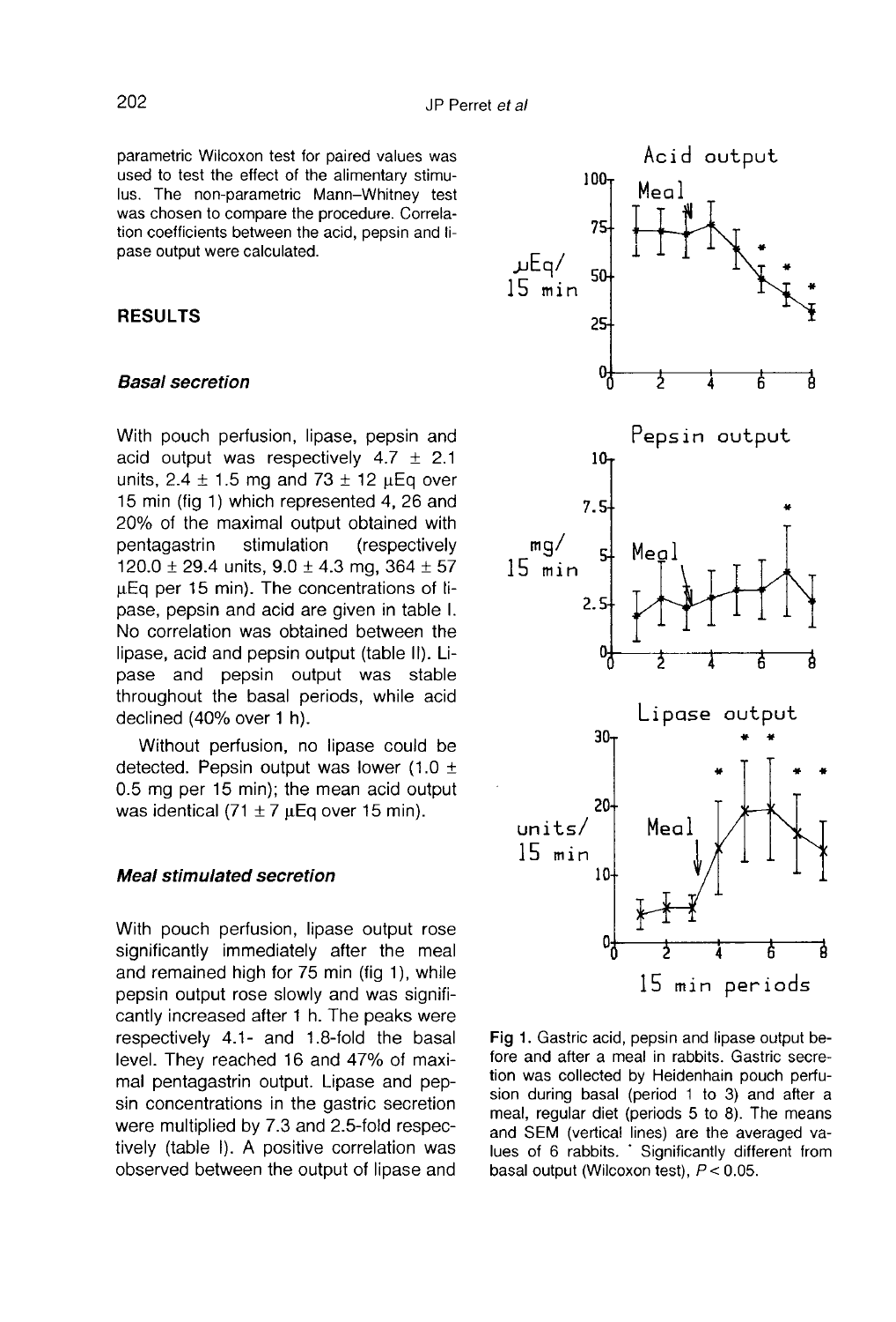parametric Wilcoxon test for paired values was used to test the effect of the alimentary stimulus. The non-parametric Mann–Whitney test was chosen to compare the procedure. Correlation coefficients between the acid, pepsin and lipase output were calculated.

## RESULTS

### *Basal secretion*

With pouch perfusion, lipase, pepsin and acid output was respectively 4.7 ± 2.1 units, 2.4 ± 1.5 mg and 73 ± 12 µEq over 15 min (fig 1) which represented 4, 26 and 20% of the maximal output obtained with pentagastrin stimulation (respectively 120.0 ± 29.4 units, 9.0 ± 4.3 mg, 364 ± 57 µEq per 15 min). The concentrations of lipase, pepsin and acid are given in table I. No correlation was obtained between the lipase, acid and pepsin output (table II). Lipase and pepsin output was stable throughout the basal periods, while acid declined (40% over 1 h).

Without perfusion, no lipase could be detected. Pepsin output was lower (1.0 ± 0.5 mg per 15 min); the mean acid output was identical (71 ± 7 µEq over 15 min).

### *Meal stimulated secretion*

With pouch perfusion, lipase output rose significantly immediately after the meal and remained high for 75 min (fig 1), while pepsin output rose slowly and was significantly increased after 1 h. The peaks were respectively 4.1- and 1.8-fold the basal level. They reached 16 and 47% of maximal pentagastrin output. Lipase and pepsin concentrations in the gastric secretion were multiplied by 7.3 and 2.5-fold respectively (table I). A positive correlation was observed between the output of lipase and

**Fig 1.** Gastric acid, pepsin and lipase output before and after a meal in rabbits. Gastric secretion was collected by Heidenhain pouch perfusion during basal (period 1 to 3) and after a meal, regular diet (periods 5 to 8). The means and SEM (vertical lines) are the averaged values of 6 rabbits. * Significantly different from basal output (Wilcoxon test), $P < 0.05$.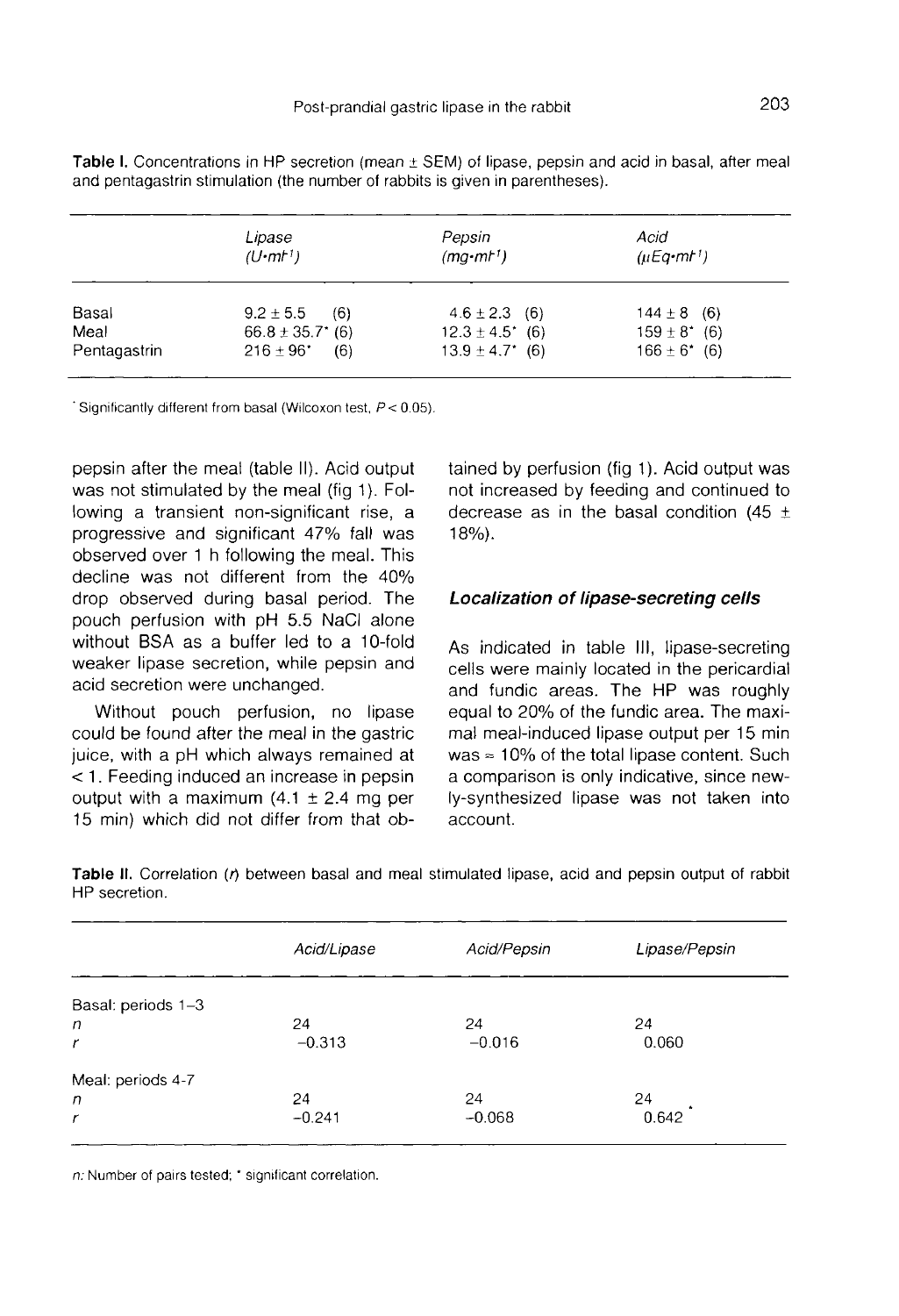**Table I.** Concentrations in HP secretion (mean ± SEM) of lipase, pepsin and acid in basal, after meal and pentagastrin stimulation (the number of rabbits is given in parentheses).

| | Lipase ($U \cdot ml^{-1}$) | Pepsin ($mg \cdot ml^{-1}$) | Acid ($\mu Eq \cdot ml^{-1}$) |
|---|---|---|---|
| Basal | 9.2 ± 5.5 (6) | 4.6 ± 2.3 (6) | 144 ± 8 (6) |
| Meal | 66.8 ± 35.7* (6) | 12.3 ± 4.5* (6) | 159 ± 8* (6) |
| Pentagastrin | 216 ± 96* (6) | 13.9 ± 4.7* (6) | 166 ± 6* (6) |

* Significantly different from basal (Wilcoxon test, $P < 0.05$).

pepsin after the meal (table II). Acid output was not stimulated by the meal (fig 1). Following a transient non-significant rise, a progressive and significant 47% fall was observed over 1 h following the meal. This decline was not different from the 40% drop observed during basal period. The pouch perfusion with pH 5.5 NaCl alone without BSA as a buffer led to a 10-fold weaker lipase secretion, while pepsin and acid secretion were unchanged.

Without pouch perfusion, no lipase could be found after the meal in the gastric juice, with a pH which always remained at < 1. Feeding induced an increase in pepsin output with a maximum (4.1 ± 2.4 mg per 15 min) which did not differ from that obtained by perfusion (fig 1). Acid output was not increased by feeding and continued to decrease as in the basal condition (45 ± 18%).

### Localization of lipase-secreting cells

As indicated in table III, lipase-secreting cells were mainly located in the pericardial and fundic areas. The HP was roughly equal to 20% of the fundic area. The maximal meal-induced lipase output per 15 min was ≈ 10% of the total lipase content. Such a comparison is only indicative, since newly-synthesized lipase was not taken into account.

**Table II.** Correlation ($r$) between basal and meal stimulated lipase, acid and pepsin output of rabbit HP secretion.

| | Acid/Lipase | Acid/Pepsin | Lipase/Pepsin |
|---|---|---|---|
| Basal: periods 1–3 | | | |
| $n$ | 24 | 24 | 24 |
| $r$ | −0.313 | −0.016 | 0.060 |
| Meal: periods 4-7 | | | |
| $n$ | 24 | 24 | 24 |
| $r$ | −0.241 | −0.068 | 0.642* |

$n$: Number of pairs tested; * significant correlation.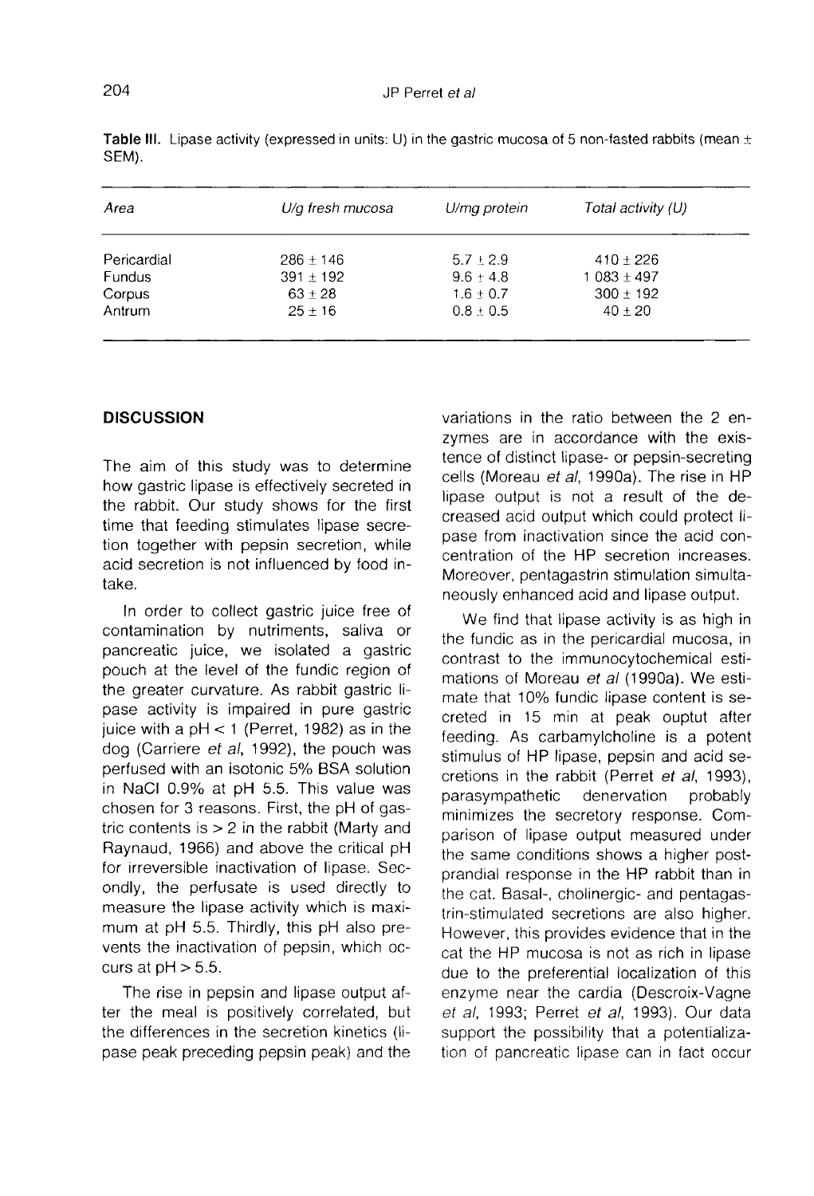**Table III.** Lipase activity (expressed in units: U) in the gastric mucosa of 5 non-fasted rabbits (mean ± SEM).

| Area | U/g fresh mucosa | U/mg protein | Total activity (U) |
|---|---|---|---|
| Pericardial | 286 ± 146 | 5.7 ± 2.9 | 410 ± 226 |
| Fundus | 391 ± 192 | 9.6 ± 4.8 | 1 083 ± 497 |
| Corpus | 63 ± 28 | 1.6 ± 0.7 | 300 ± 192 |
| Antrum | 25 ± 16 | 0.8 ± 0.5 | 40 ± 20 |

## DISCUSSION

The aim of this study was to determine how gastric lipase is effectively secreted in the rabbit. Our study shows for the first time that feeding stimulates lipase secretion together with pepsin secretion, while acid secretion is not influenced by food intake.

In order to collect gastric juice free of contamination by nutriments, saliva or pancreatic juice, we isolated a gastric pouch at the level of the fundic region of the greater curvature. As rabbit gastric lipase activity is impaired in pure gastric juice with a pH < 1 (Perret, 1982) as in the dog (Carriere *et al*, 1992), the pouch was perfused with an isotonic 5% BSA solution in NaCl 0.9% at pH 5.5. This value was chosen for 3 reasons. First, the pH of gastric contents is > 2 in the rabbit (Marty and Raynaud, 1966) and above the critical pH for irreversible inactivation of lipase. Secondly, the perfusate is used directly to measure the lipase activity which is maximum at pH 5.5. Thirdly, this pH also prevents the inactivation of pepsin, which occurs at pH > 5.5.

The rise in pepsin and lipase output after the meal is positively correlated, but the differences in the secretion kinetics (lipase peak preceding pepsin peak) and the variations in the ratio between the 2 enzymes are in accordance with the existence of distinct lipase- or pepsin-secreting cells (Moreau *et al*, 1990a). The rise in HP lipase output is not a result of the decreased acid output which could protect lipase from inactivation since the acid concentration of the HP secretion increases. Moreover, pentagastrin stimulation simultaneously enhanced acid and lipase output.

We find that lipase activity is as high in the fundic as in the pericardial mucosa, in contrast to the immunocytochemical estimations of Moreau *et al* (1990a). We estimate that 10% fundic lipase content is secreted in 15 min at peak ouptut after feeding. As carbamylcholine is a potent stimulus of HP lipase, pepsin and acid secretions in the rabbit (Perret *et al*, 1993), parasympathetic denervation probably minimizes the secretory response. Comparison of lipase output measured under the same conditions shows a higher postprandial response in the HP rabbit than in the cat. Basal-, cholinergic- and pentagastrin-stimulated secretions are also higher. However, this provides evidence that in the cat the HP mucosa is not as rich in lipase due to the preferential localization of this enzyme near the cardia (Descroix-Vagne *et al*, 1993; Perret *et al*, 1993). Our data support the possibility that a potentialization of pancreatic lipase can in fact occur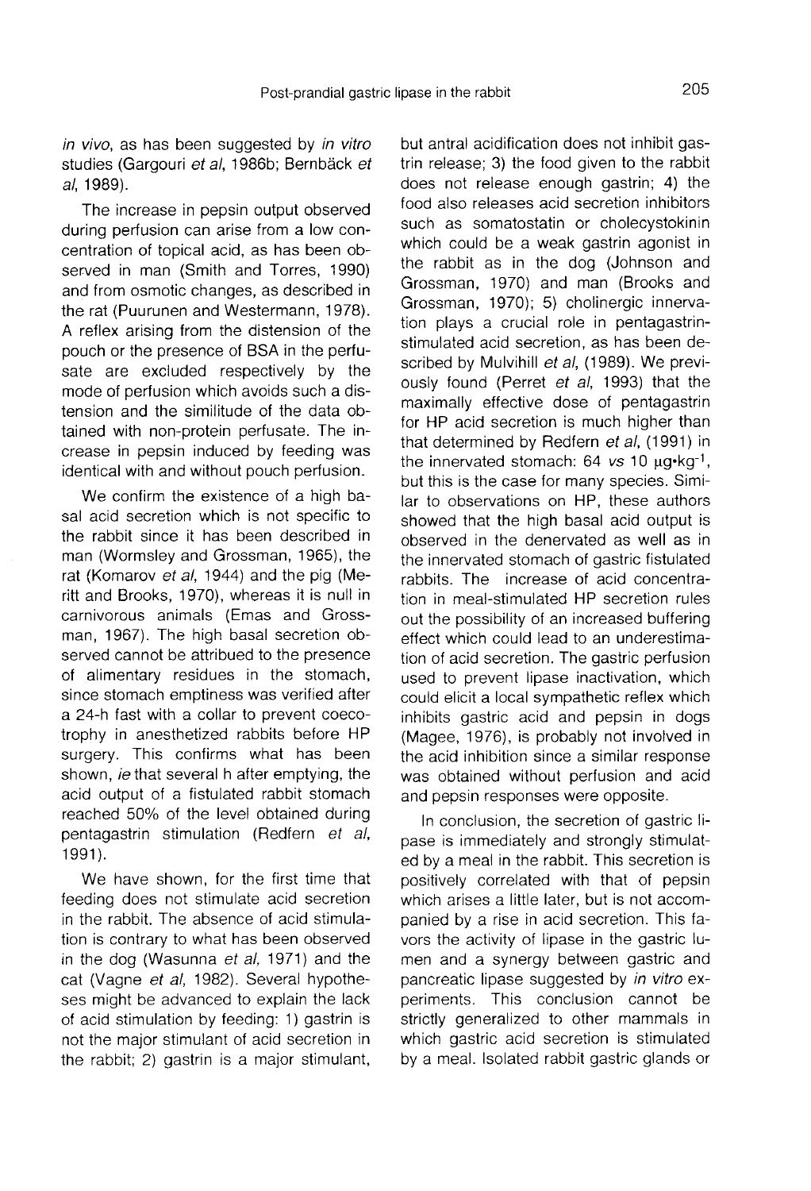*in vivo*, as has been suggested by *in vitro* studies (Gargouri *et al*, 1986b; Bernbäck *et al*, 1989).

The increase in pepsin output observed during perfusion can arise from a low concentration of topical acid, as has been observed in man (Smith and Torres, 1990) and from osmotic changes, as described in the rat (Puurunen and Westermann, 1978). A reflex arising from the distension of the pouch or the presence of BSA in the perfusate are excluded respectively by the mode of perfusion which avoids such a distension and the similitude of the data obtained with non-protein perfusate. The increase in pepsin induced by feeding was identical with and without pouch perfusion.

We confirm the existence of a high basal acid secretion which is not specific to the rabbit since it has been described in man (Wormsley and Grossman, 1965), the rat (Komarov *et al*, 1944) and the pig (Meritt and Brooks, 1970), whereas it is null in carnivorous animals (Emas and Grossman, 1967). The high basal secretion observed cannot be attribued to the presence of alimentary residues in the stomach, since stomach emptiness was verified after a 24-h fast with a collar to prevent coecotrophy in anesthetized rabbits before HP surgery. This confirms what has been shown, *ie* that several h after emptying, the acid output of a fistulated rabbit stomach reached 50% of the level obtained during pentagastrin stimulation (Redfern *et al*, 1991).

We have shown, for the first time that feeding does not stimulate acid secretion in the rabbit. The absence of acid stimulation is contrary to what has been observed in the dog (Wasunna *et al*, 1971) and the cat (Vagne *et al*, 1982). Several hypotheses might be advanced to explain the lack of acid stimulation by feeding: 1) gastrin is not the major stimulant of acid secretion in the rabbit; 2) gastrin is a major stimulant, but antral acidification does not inhibit gastrin release; 3) the food given to the rabbit does not release enough gastrin; 4) the food also releases acid secretion inhibitors such as somatostatin or cholecystokinin which could be a weak gastrin agonist in the rabbit as in the dog (Johnson and Grossman, 1970) and man (Brooks and Grossman, 1970); 5) cholinergic innervation plays a crucial role in pentagastrin-stimulated acid secretion, as has been described by Mulvihill *et al*, (1989). We previously found (Perret *et al*, 1993) that the maximally effective dose of pentagastrin for HP acid secretion is much higher than that determined by Redfern *et al*, (1991) in the innervated stomach: 64 *vs* 10 $\mu g \cdot kg^{-1}$, but this is the case for many species. Similar to observations on HP, these authors showed that the high basal acid output is observed in the denervated as well as in the innervated stomach of gastric fistulated rabbits. The increase of acid concentration in meal-stimulated HP secretion rules out the possibility of an increased buffering effect which could lead to an underestimation of acid secretion. The gastric perfusion used to prevent lipase inactivation, which could elicit a local sympathetic reflex which inhibits gastric acid and pepsin in dogs (Magee, 1976), is probably not involved in the acid inhibition since a similar response was obtained without perfusion and acid and pepsin responses were opposite.

In conclusion, the secretion of gastric lipase is immediately and strongly stimulated by a meal in the rabbit. This secretion is positively correlated with that of pepsin which arises a little later, but is not accompanied by a rise in acid secretion. This favors the activity of lipase in the gastric lumen and a synergy between gastric and pancreatic lipase suggested by *in vitro* experiments. This conclusion cannot be strictly generalized to other mammals in which gastric acid secretion is stimulated by a meal. Isolated rabbit gastric glands or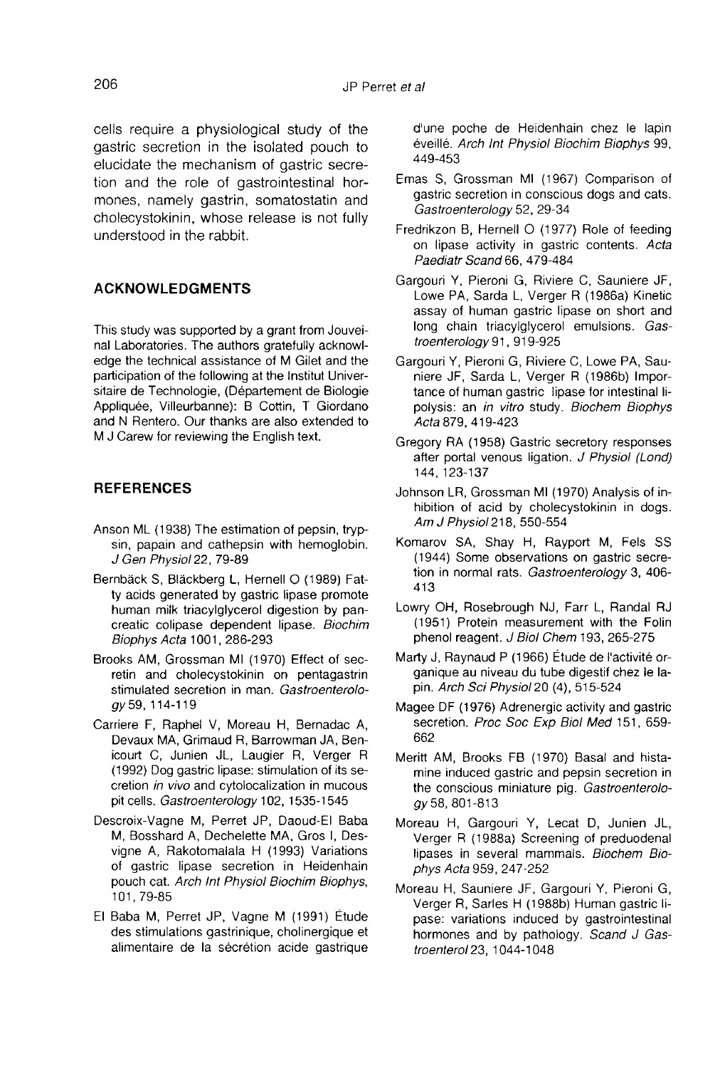cells require a physiological study of the gastric secretion in the isolated pouch to elucidate the mechanism of gastric secretion and the role of gastrointestinal hormones, namely gastrin, somatostatin and cholecystokinin, whose release is not fully understood in the rabbit.

## ACKNOWLEDGMENTS

This study was supported by a grant from Jouveinal Laboratories. The authors gratefully acknowledge the technical assistance of M Gilet and the participation of the following at the Institut Universitaire de Technologie, (Département de Biologie Appliquée, Villeurbanne): B Cottin, T Giordano and N Rentero. Our thanks are also extended to M J Carew for reviewing the English text.

## REFERENCES

Anson ML (1938) The estimation of pepsin, trypsin, papain and cathepsin with hemoglobin. *J Gen Physiol* 22, 79-89

Bernbäck S, Bläckberg L, Hernell O (1989) Fatty acids generated by gastric lipase promote human milk triacylglycerol digestion by pancreatic colipase dependent lipase. *Biochim Biophys Acta* 1001, 286-293

Brooks AM, Grossman MI (1970) Effect of secretin and cholecystokinin on pentagastrin stimulated secretion in man. *Gastroenterology* 59, 114-119

Carriere F, Raphel V, Moreau H, Bernadac A, Devaux MA, Grimaud R, Barrowman JA, Benicourt C, Junien JL, Laugier R, Verger R (1992) Dog gastric lipase: stimulation of its secretion *in vivo* and cytolocalization in mucous pit cells. *Gastroenterology* 102, 1535-1545

Descroix-Vagne M, Perret JP, Daoud-El Baba M, Bosshard A, Dechelette MA, Gros I, Desvigne A, Rakotomalala H (1993) Variations of gastric lipase secretion in Heidenhain pouch cat. *Arch Int Physiol Biochim Biophys*, 101, 79-85

El Baba M, Perret JP, Vagne M (1991) Étude des stimulations gastrinique, cholinergique et alimentaire de la sécrétion acide gastrique d'une poche de Heidenhain chez le lapin éveillé. *Arch Int Physiol Biochim Biophys* 99, 449-453

Emas S, Grossman MI (1967) Comparison of gastric secretion in conscious dogs and cats. *Gastroenterology* 52, 29-34

Fredrikzon B, Hernell O (1977) Role of feeding on lipase activity in gastric contents. *Acta Paediatr Scand* 66, 479-484

Gargouri Y, Pieroni G, Riviere C, Sauniere JF, Lowe PA, Sarda L, Verger R (1986a) Kinetic assay of human gastric lipase on short and long chain triacylglycerol emulsions. *Gastroenterology* 91, 919-925

Gargouri Y, Pieroni G, Riviere C, Lowe PA, Sauniere JF, Sarda L, Verger R (1986b) Importance of human gastric lipase for intestinal lipolysis: an *in vitro* study. *Biochem Biophys Acta* 879, 419-423

Gregory RA (1958) Gastric secretory responses after portal venous ligation. *J Physiol (Lond)* 144, 123-137

Johnson LR, Grossman MI (1970) Analysis of inhibition of acid by cholecystokinin in dogs. *Am J Physiol* 218, 550-554

Komarov SA, Shay H, Rayport M, Fels SS (1944) Some observations on gastric secretion in normal rats. *Gastroenterology* 3, 406-413

Lowry OH, Rosebrough NJ, Farr L, Randal RJ (1951) Protein measurement with the Folin phenol reagent. *J Biol Chem* 193, 265-275

Marty J, Raynaud P (1966) Étude de l'activité organique au niveau du tube digestif chez le lapin. *Arch Sci Physiol* 20 (4), 515-524

Magee DF (1976) Adrenergic activity and gastric secretion. *Proc Soc Exp Biol Med* 151, 659-662

Meritt AM, Brooks FB (1970) Basal and histamine induced gastric and pepsin secretion in the conscious miniature pig. *Gastroenterology* 58, 801-813

Moreau H, Gargouri Y, Lecat D, Junien JL, Verger R (1988a) Screening of preduodenal lipases in several mammals. *Biochem Biophys Acta* 959, 247-252

Moreau H, Sauniere JF, Gargouri Y, Pieroni G, Verger R, Sarles H (1988b) Human gastric lipase: variations induced by gastrointestinal hormones and by pathology. *Scand J Gastroenterol* 23, 1044-1048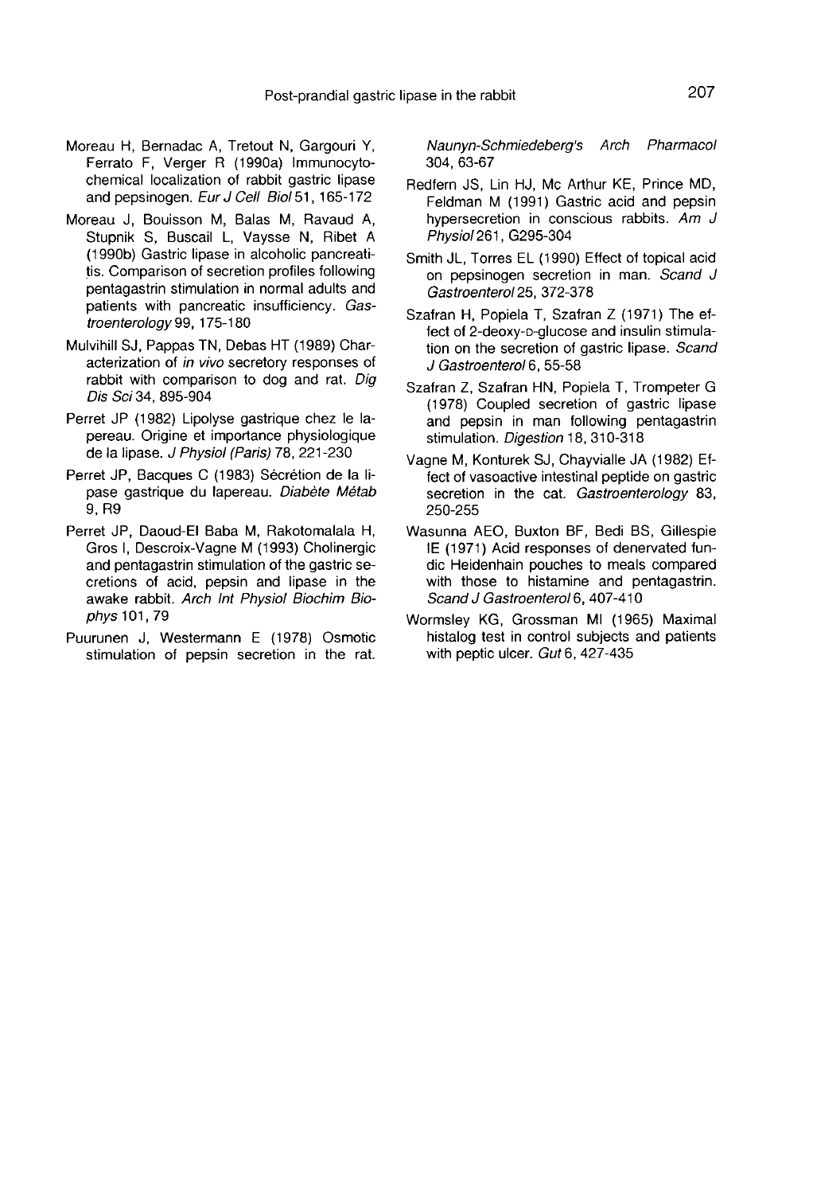Moreau H, Bernadac A, Tretout N, Gargouri Y, Ferrato F, Verger R (1990a) Immunocytochemical localization of rabbit gastric lipase and pepsinogen. *Eur J Cell Biol* 51, 165-172

Moreau J, Bouisson M, Balas M, Ravaud A, Stupnik S, Buscail L, Vaysse N, Ribet A (1990b) Gastric lipase in alcoholic pancreatitis. Comparison of secretion profiles following pentagastrin stimulation in normal adults and patients with pancreatic insufficiency. *Gastroenterology* 99, 175-180

Mulvihill SJ, Pappas TN, Debas HT (1989) Characterization of *in vivo* secretory responses of rabbit with comparison to dog and rat. *Dig Dis Sci* 34, 895-904

Perret JP (1982) Lipolyse gastrique chez le lapereau. Origine et importance physiologique de la lipase. *J Physiol (Paris)* 78, 221-230

Perret JP, Bacques C (1983) Sécrétion de la lipase gastrique du lapereau. *Diabète Métab* 9, R9

Perret JP, Daoud-El Baba M, Rakotomalala H, Gros I, Descroix-Vagne M (1993) Cholinergic and pentagastrin stimulation of the gastric secretions of acid, pepsin and lipase in the awake rabbit. *Arch Int Physiol Biochim Biophys* 101, 79

Puurunen J, Westermann E (1978) Osmotic stimulation of pepsin secretion in the rat. *Naunyn-Schmiedeberg's Arch Pharmacol* 304, 63-67

Redfern JS, Lin HJ, Mc Arthur KE, Prince MD, Feldman M (1991) Gastric acid and pepsin hypersecretion in conscious rabbits. *Am J Physiol* 261, G295-304

Smith JL, Torres EL (1990) Effect of topical acid on pepsinogen secretion in man. *Scand J Gastroenterol* 25, 372-378

Szafran H, Popiela T, Szafran Z (1971) The effect of 2-deoxy-D-glucose and insulin stimulation on the secretion of gastric lipase. *Scand J Gastroenterol* 6, 55-58

Szafran Z, Szafran HN, Popiela T, Trompeter G (1978) Coupled secretion of gastric lipase and pepsin in man following pentagastrin stimulation. *Digestion* 18, 310-318

Vagne M, Konturek SJ, Chayvialle JA (1982) Effect of vasoactive intestinal peptide on gastric secretion in the cat. *Gastroenterology* 83, 250-255

Wasunna AEO, Buxton BF, Bedi BS, Gillespie IE (1971) Acid responses of denervated fundic Heidenhain pouches to meals compared with those to histamine and pentagastrin. *Scand J Gastroenterol* 6, 407-410

Wormsley KG, Grossman MI (1965) Maximal histalog test in control subjects and patients with peptic ulcer. *Gut* 6, 427-435